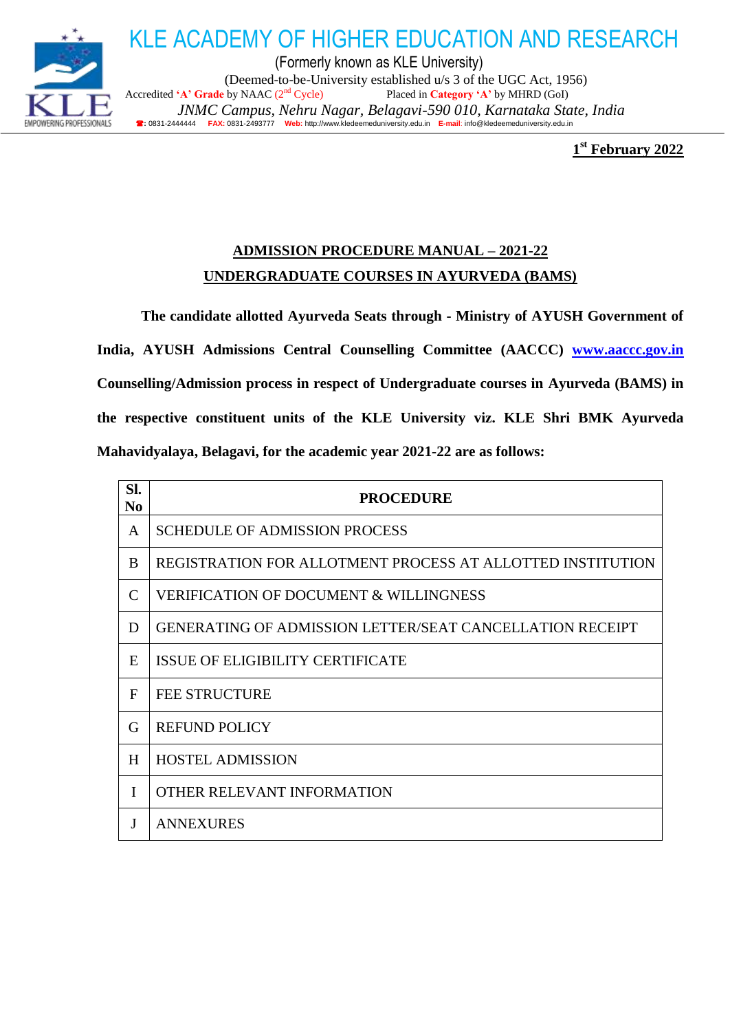# KLE ACADEMY OF HIGHER EDUCATION AND RESEARCH

(Formerly known as KLE University)

(Deemed-to-be-University established u/s 3 of the UGC Act, 1956)

Accredited **'A' Grade** by NAAC (2nd Cycle) Placed in **Category 'A'** by MHRD (GoI)

*JNMC Campus, Nehru Nagar, Belagavi-590 010, Karnataka State, India*

☎: 0831-2444444 **FAX:** 0831-2493777 **Web:** http://www.kledeemeduniversity.edu.in **E-mail:** info@kledeemeduniversity.edu.in

**1st February 2022**

## ADMISSION PROCEDURE MANUAL – 2021-22

## UNDERGRADUATE COURSES IN AYURVEDA (BAMS)

**The candidate allotted Ayurveda Seats through - Ministry of AYUSH Government of India, AYUSH Admissions Central Counselling Committee (AACCC) www.aaccc.gov.in Counselling/Admission process in respect of Undergraduate courses in Ayurveda (BAMS) in the respective constituent units of the KLE University viz. KLE Shri BMK Ayurveda Mahavidyalaya, Belagavi, for the academic year 2021-22 are as follows:**

| Sl. No | PROCEDURE |
|---|---|
| A | SCHEDULE OF ADMISSION PROCESS |
| B | REGISTRATION FOR ALLOTMENT PROCESS AT ALLOTTED INSTITUTION |
| C | VERIFICATION OF DOCUMENT & WILLINGNESS |
| D | GENERATING OF ADMISSION LETTER/SEAT CANCELLATION RECEIPT |
| E | ISSUE OF ELIGIBILITY CERTIFICATE |
| F | FEE STRUCTURE |
| G | REFUND POLICY |
| H | HOSTEL ADMISSION |
| I | OTHER RELEVANT INFORMATION |
| J | ANNEXURES |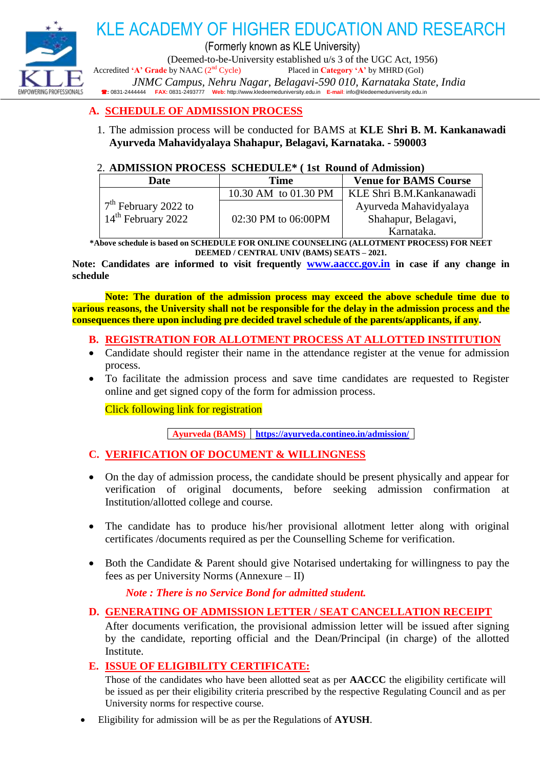# KLE ACADEMY OF HIGHER EDUCATION AND RESEARCH

(Formerly known as KLE University)

(Deemed-to-be-University established u/s 3 of the UGC Act, 1956)

Accredited **'A' Grade** by NAAC (2nd Cycle) Placed in **Category 'A'** by MHRD (GoI)

*JNMC Campus, Nehru Nagar, Belagavi-590 010, Karnataka State, India*

☎: 0831-2444444 **FAX:** 0831-2493777 **Web:** http://www.kledeemeduniversity.edu.in **E-mail:** info@kledeemeduniversity.edu.in

## A. SCHEDULE OF ADMISSION PROCESS

1. The admission process will be conducted for BAMS at **KLE Shri B. M. Kankanawadi Ayurveda Mahavidyalaya Shahapur, Belagavi, Karnataka. - 590003**

2. **ADMISSION PROCESS SCHEDULE\* ( 1st Round of Admission)**

| Date | Time | Venue for BAMS Course |
|---|---|---|
| 7th February 2022 to 14th February 2022 | 10.30 AM to 01.30 PM | KLE Shri B.M.Kankanawadi Ayurveda Mahavidyalaya Shahapur, Belagavi, Karnataka. |
| | 02:30 PM to 06:00PM | |

**\*Above schedule is based on SCHEDULE FOR ONLINE COUNSELING (ALLOTMENT PROCESS) FOR NEET DEEMED / CENTRAL UNIV (BAMS) SEATS – 2021.**

**Note: Candidates are informed to visit frequently [www.aaccc.gov.in](http://www.aaccc.gov.in) in case if any change in schedule**

**Note: The duration of the admission process may exceed the above schedule time due to various reasons, the University shall not be responsible for the delay in the admission process and the consequences there upon including pre decided travel schedule of the parents/applicants, if any.**

## B. REGISTRATION FOR ALLOTMENT PROCESS AT ALLOTTED INSTITUTION

- Candidate should register their name in the attendance register at the venue for admission process.
- To facilitate the admission process and save time candidates are requested to Register online and get signed copy of the form for admission process.

Click following link for registration

| Ayurveda (BAMS) | https://ayurveda.contineo.in/admission/ |
|---|---|

## C. VERIFICATION OF DOCUMENT & WILLINGNESS

- On the day of admission process, the candidate should be present physically and appear for verification of original documents, before seeking admission confirmation at Institution/allotted college and course.
- The candidate has to produce his/her provisional allotment letter along with original certificates /documents required as per the Counselling Scheme for verification.
- Both the Candidate & Parent should give Notarised undertaking for willingness to pay the fees as per University Norms (Annexure – II)

*Note : There is no Service Bond for admitted student.*

## D. GENERATING OF ADMISSION LETTER / SEAT CANCELLATION RECEIPT

After documents verification, the provisional admission letter will be issued after signing by the candidate, reporting official and the Dean/Principal (in charge) of the allotted Institute.

## E. ISSUE OF ELIGIBILITY CERTIFICATE:

Those of the candidates who have been allotted seat as per **AACCC** the eligibility certificate will be issued as per their eligibility criteria prescribed by the respective Regulating Council and as per University norms for respective course.

- Eligibility for admission will be as per the Regulations of **AYUSH**.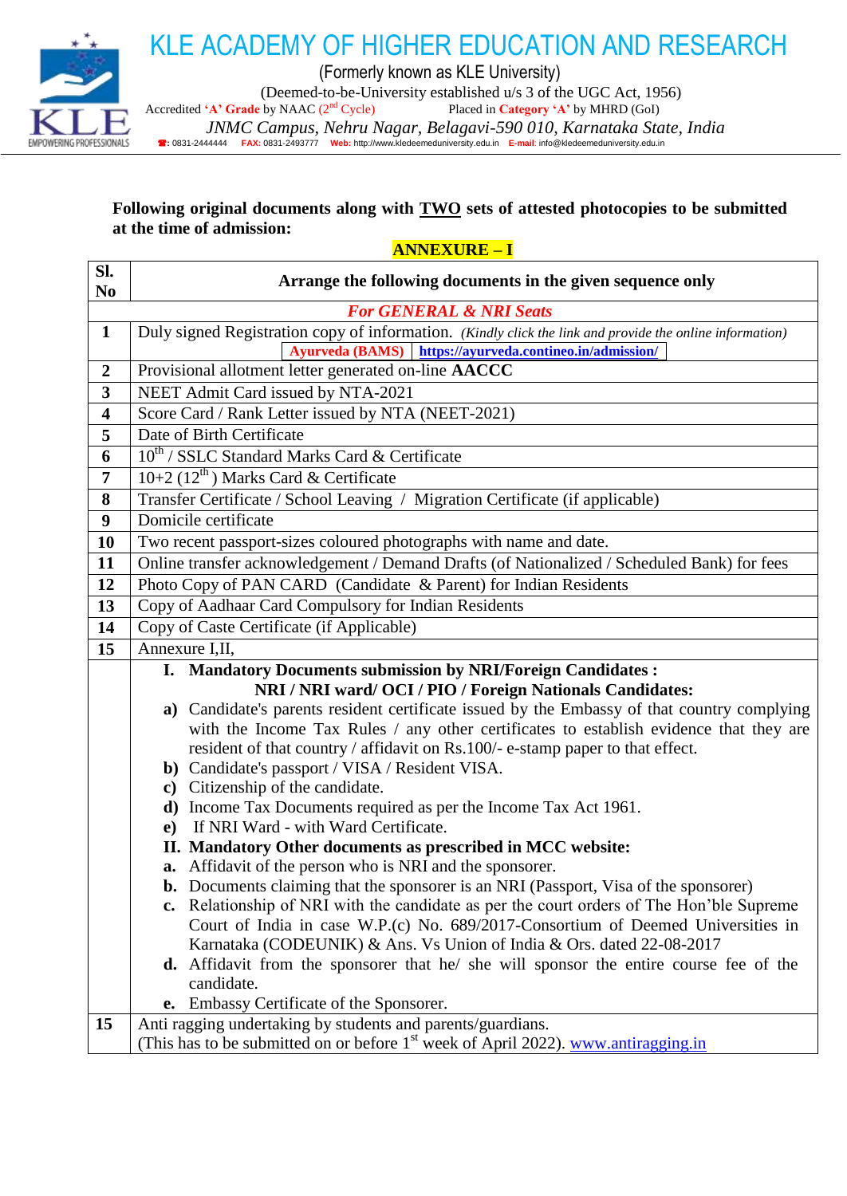# KLE ACADEMY OF HIGHER EDUCATION AND RESEARCH

(Formerly known as KLE University)

(Deemed-to-be-University established u/s 3 of the UGC Act, 1956)

Accredited **'A' Grade** by NAAC (2nd Cycle) Placed in **Category 'A'** by MHRD (GoI)

*JNMC Campus, Nehru Nagar, Belagavi-590 010, Karnataka State, India*

☎: 0831-2444444 FAX: 0831-2493777 Web: http://www.kledeemeduniversity.edu.in E-mail: info@kledeemeduniversity.edu.in

**Following original documents along with TWO sets of attested photocopies to be submitted at the time of admission:**

**ANNEXURE – I**

| Sl. No | Arrange the following documents in the given sequence only |
|---|---|
| | ***For GENERAL & NRI Seats*** |
| **1** | Duly signed Registration copy of information. *(Kindly click the link and provide the online information)* **Ayurveda (BAMS)** \| **https://ayurveda.contineo.in/admission/** |
| **2** | Provisional allotment letter generated on-line **AACCC** |
| **3** | NEET Admit Card issued by NTA-2021 |
| **4** | Score Card / Rank Letter issued by NTA (NEET-2021) |
| **5** | Date of Birth Certificate |
| **6** | 10th / SSLC Standard Marks Card & Certificate |
| **7** | 10+2 (12th ) Marks Card & Certificate |
| **8** | Transfer Certificate / School Leaving / Migration Certificate (if applicable) |
| **9** | Domicile certificate |
| **10** | Two recent passport-sizes coloured photographs with name and date. |
| **11** | Online transfer acknowledgement / Demand Drafts (of Nationalized / Scheduled Bank) for fees |
| **12** | Photo Copy of PAN CARD (Candidate & Parent) for Indian Residents |
| **13** | Copy of Aadhaar Card Compulsory for Indian Residents |
| **14** | Copy of Caste Certificate (if Applicable) |
| **15** | Annexure I,II, |
| | **I. Mandatory Documents submission by NRI/Foreign Candidates : NRI / NRI ward/ OCI / PIO / Foreign Nationals Candidates:** **a)** Candidate's parents resident certificate issued by the Embassy of that country complying with the Income Tax Rules / any other certificates to establish evidence that they are resident of that country / affidavit on Rs.100/- e-stamp paper to that effect. **b)** Candidate's passport / VISA / Resident VISA. **c)** Citizenship of the candidate. **d)** Income Tax Documents required as per the Income Tax Act 1961. **e)** If NRI Ward - with Ward Certificate. **II. Mandatory Other documents as prescribed in MCC website:** **a.** Affidavit of the person who is NRI and the sponsorer. **b.** Documents claiming that the sponsorer is an NRI (Passport, Visa of the sponsorer) **c.** Relationship of NRI with the candidate as per the court orders of The Hon'ble Supreme Court of India in case W.P.(c) No. 689/2017-Consortium of Deemed Universities in Karnataka (CODEUNIK) & Ans. Vs Union of India & Ors. dated 22-08-2017 **d.** Affidavit from the sponsorer that he/ she will sponsor the entire course fee of the candidate. **e.** Embassy Certificate of the Sponsorer. |
| **15** | Anti ragging undertaking by students and parents/guardians. (This has to be submitted on or before 1st week of April 2022). www.antiragging.in |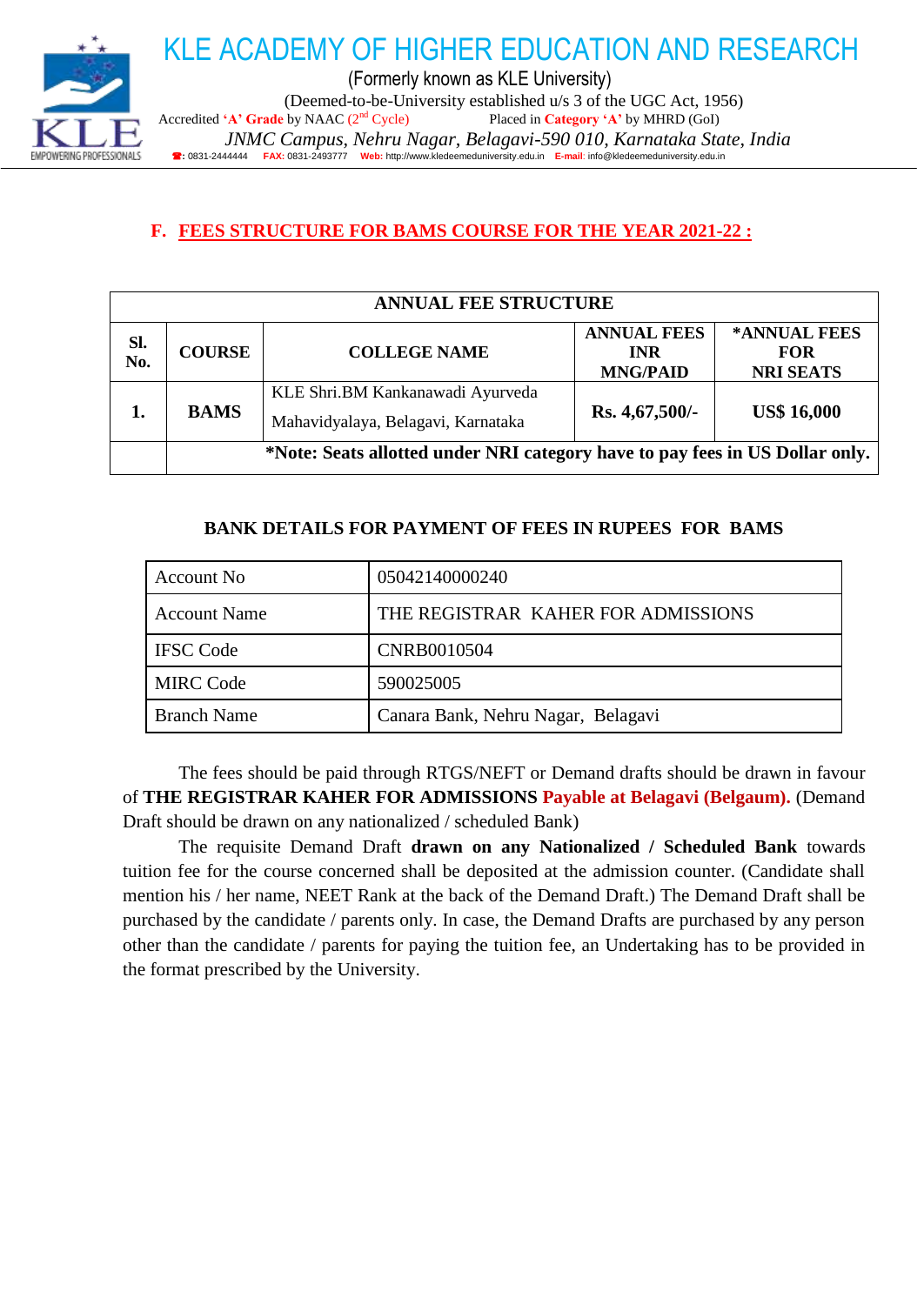# KLE ACADEMY OF HIGHER EDUCATION AND RESEARCH

(Formerly known as KLE University)

(Deemed-to-be-University established u/s 3 of the UGC Act, 1956)

Accredited **'A' Grade** by NAAC (2nd Cycle) Placed in **Category 'A'** by MHRD (GoI)

*JNMC Campus, Nehru Nagar, Belagavi-590 010, Karnataka State, India*

☎: 0831-2444444 **FAX:** 0831-2493777 **Web:** http://www.kledeemeduniversity.edu.in **E-mail:** info@kledeemeduniversity.edu.in

## F. FEES STRUCTURE FOR BAMS COURSE FOR THE YEAR 2021-22 :

| ANNUAL FEE STRUCTURE | | | | |
|---|---|---|---|---|
| **Sl. No.** | **COURSE** | **COLLEGE NAME** | **ANNUAL FEES INR MNG/PAID** | ***ANNUAL FEES FOR NRI SEATS** |
| **1.** | **BAMS** | KLE Shri.BM Kankanawadi Ayurveda Mahavidyalaya, Belagavi, Karnataka | **Rs. 4,67,500/-** | **US$ 16,000** |
| | ***Note: Seats allotted under NRI category have to pay fees in US Dollar only.** | | | |

### BANK DETAILS FOR PAYMENT OF FEES IN RUPEES FOR BAMS

| | |
|---|---|
| Account No | 05042140000240 |
| Account Name | THE REGISTRAR KAHER FOR ADMISSIONS |
| IFSC Code | CNRB0010504 |
| MIRC Code | 590025005 |
| Branch Name | Canara Bank, Nehru Nagar, Belagavi |

The fees should be paid through RTGS/NEFT or Demand drafts should be drawn in favour of **THE REGISTRAR KAHER FOR ADMISSIONS Payable at Belagavi (Belgaum).** (Demand Draft should be drawn on any nationalized / scheduled Bank)

The requisite Demand Draft **drawn on any Nationalized / Scheduled Bank** towards tuition fee for the course concerned shall be deposited at the admission counter. (Candidate shall mention his / her name, NEET Rank at the back of the Demand Draft.) The Demand Draft shall be purchased by the candidate / parents only. In case, the Demand Drafts are purchased by any person other than the candidate / parents for paying the tuition fee, an Undertaking has to be provided in the format prescribed by the University.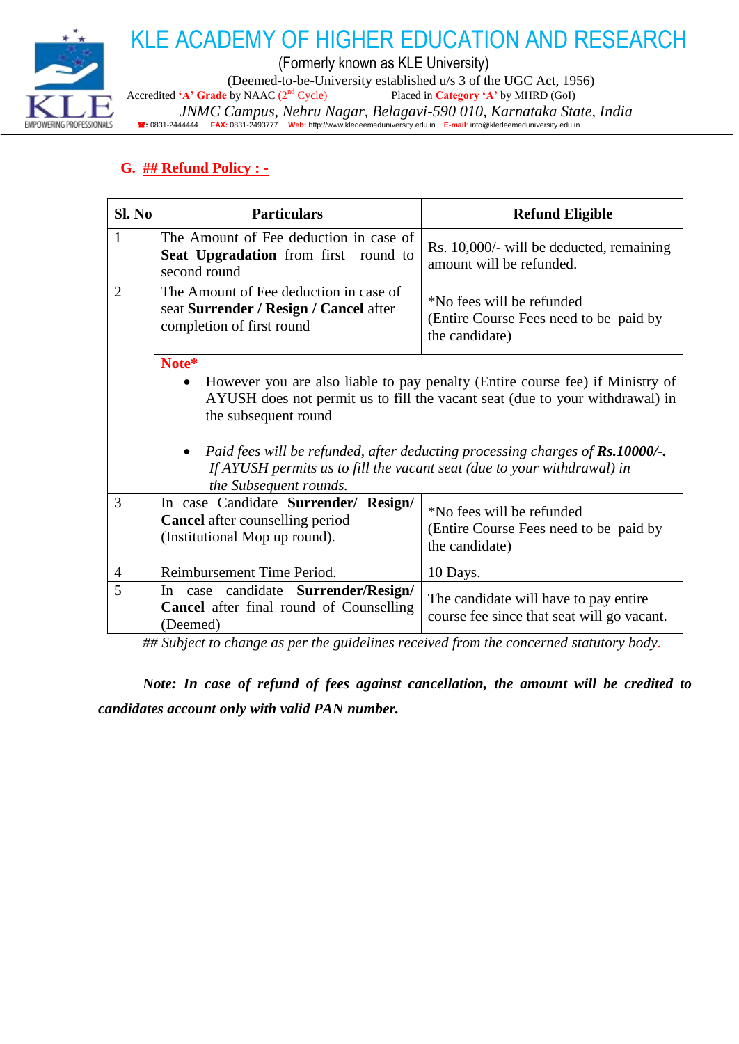## G. ## Refund Policy : -

| Sl. No | Particulars | Refund Eligible |
|---|---|---|
| 1 | The Amount of Fee deduction in case of **Seat Upgradation** from first round to second round | Rs. 10,000/- will be deducted, remaining amount will be refunded. |
| 2 | The Amount of Fee deduction in case of seat **Surrender / Resign / Cancel** after completion of first round | *No fees will be refunded (Entire Course Fees need to be paid by the candidate) |
| | **Note*** <br> • However you are also liable to pay penalty (Entire course fee) if Ministry of AYUSH does not permit us to fill the vacant seat (due to your withdrawal) in the subsequent round <br> • *Paid fees will be refunded, after deducting processing charges of **Rs.10000/-.** If AYUSH permits us to fill the vacant seat (due to your withdrawal) in the Subsequent rounds.* | |
| 3 | In case Candidate **Surrender/ Resign/ Cancel** after counselling period (Institutional Mop up round). | *No fees will be refunded (Entire Course Fees need to be paid by the candidate) |
| 4 | Reimbursement Time Period. | 10 Days. |
| 5 | In case candidate **Surrender/Resign/ Cancel** after final round of Counselling (Deemed) | The candidate will have to pay entire course fee since that seat will go vacant. |

*## Subject to change as per the guidelines received from the concerned statutory body.*

***Note: In case of refund of fees against cancellation, the amount will be credited to candidates account only with valid PAN number.***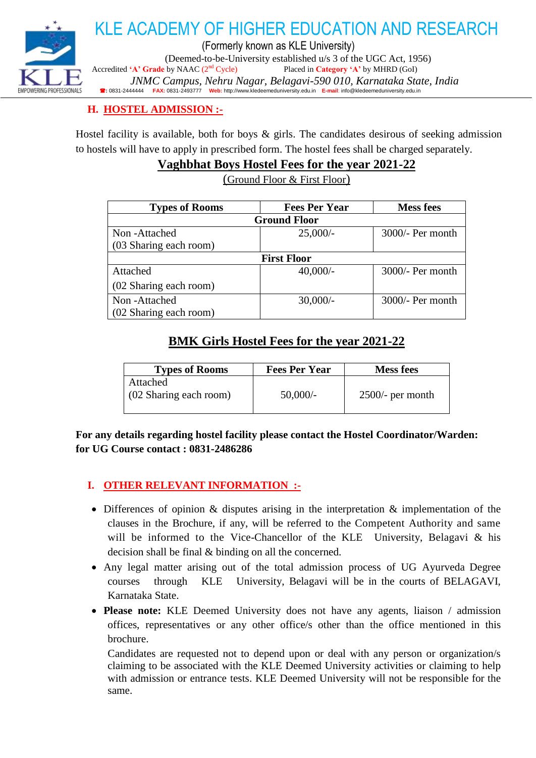## H. HOSTEL ADMISSION :-

Hostel facility is available, both for boys & girls. The candidates desirous of seeking admission to hostels will have to apply in prescribed form. The hostel fees shall be charged separately.

### Vaghbhat Boys Hostel Fees for the year 2021-22

(Ground Floor & First Floor)

| Types of Rooms | Fees Per Year | Mess fees |
|---|---|---|
| **Ground Floor** | | |
| Non -Attached (03 Sharing each room) | 25,000/- | 3000/- Per month |
| **First Floor** | | |
| Attached (02 Sharing each room) | 40,000/- | 3000/- Per month |
| Non -Attached (02 Sharing each room) | 30,000/- | 3000/- Per month |

### BMK Girls Hostel Fees for the year 2021-22

| Types of Rooms | Fees Per Year | Mess fees |
|---|---|---|
| Attached (02 Sharing each room) | 50,000/- | 2500/- per month |

**For any details regarding hostel facility please contact the Hostel Coordinator/Warden: for UG Course contact : 0831-2486286**

## I. OTHER RELEVANT INFORMATION :-

- Differences of opinion & disputes arising in the interpretation & implementation of the clauses in the Brochure, if any, will be referred to the Competent Authority and same will be informed to the Vice-Chancellor of the KLE University, Belagavi & his decision shall be final & binding on all the concerned.
- Any legal matter arising out of the total admission process of UG Ayurveda Degree courses through KLE University, Belagavi will be in the courts of BELAGAVI, Karnataka State.
- **Please note:** KLE Deemed University does not have any agents, liaison / admission offices, representatives or any other office/s other than the office mentioned in this brochure.

  Candidates are requested not to depend upon or deal with any person or organization/s claiming to be associated with the KLE Deemed University activities or claiming to help with admission or entrance tests. KLE Deemed University will not be responsible for the same.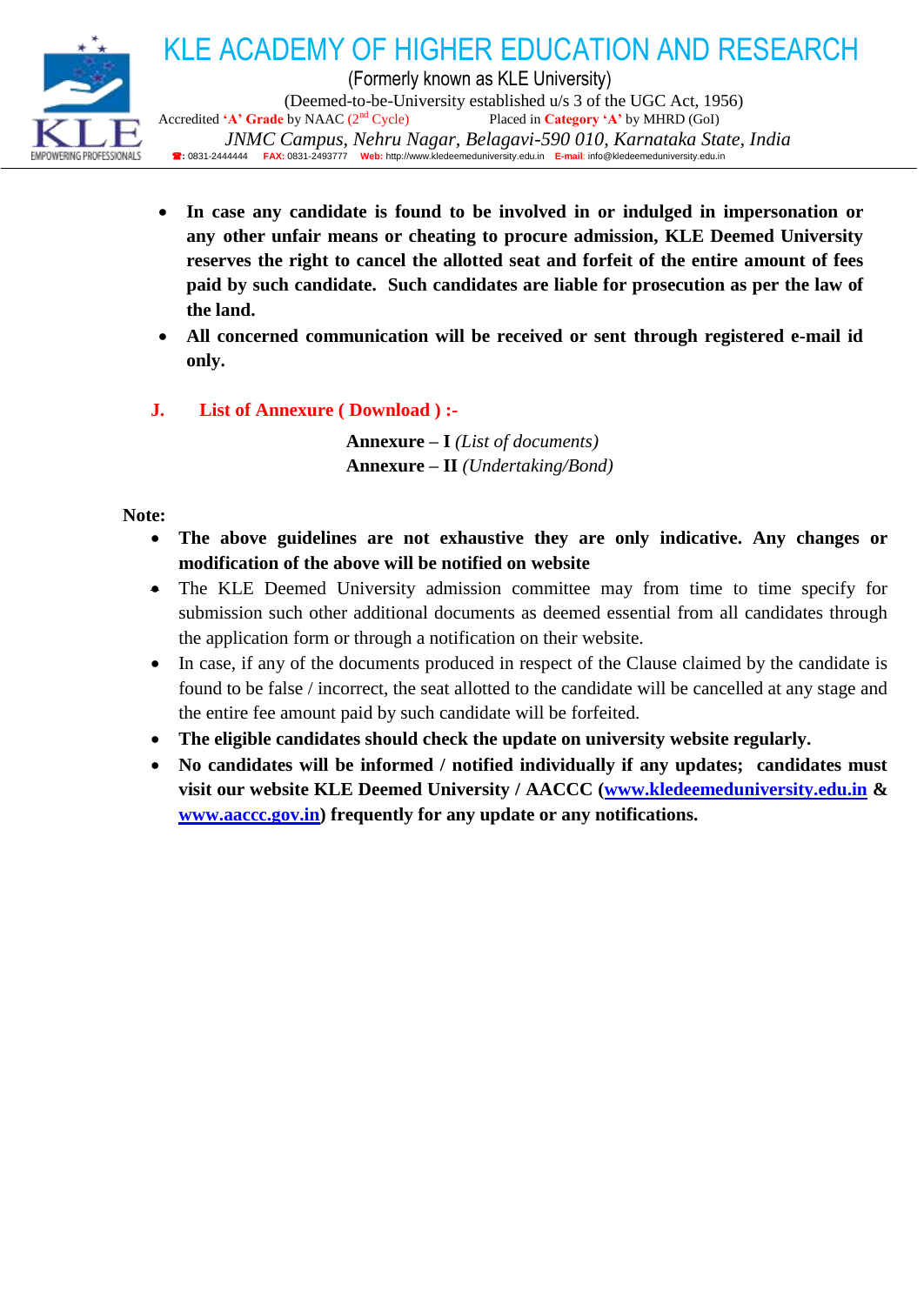- **In case any candidate is found to be involved in or indulged in impersonation or any other unfair means or cheating to procure admission, KLE Deemed University reserves the right to cancel the allotted seat and forfeit of the entire amount of fees paid by such candidate. Such candidates are liable for prosecution as per the law of the land.**
- **All concerned communication will be received or sent through registered e-mail id only.**

## J. List of Annexure ( Download ) :-

**Annexure – I** *(List of documents)*
**Annexure – II** *(Undertaking/Bond)*

**Note:**

- **The above guidelines are not exhaustive they are only indicative. Any changes or modification of the above will be notified on website**
- The KLE Deemed University admission committee may from time to time specify for submission such other additional documents as deemed essential from all candidates through the application form or through a notification on their website.
- In case, if any of the documents produced in respect of the Clause claimed by the candidate is found to be false / incorrect, the seat allotted to the candidate will be cancelled at any stage and the entire fee amount paid by such candidate will be forfeited.
- **The eligible candidates should check the update on university website regularly.**
- **No candidates will be informed / notified individually if any updates; candidates must visit our website KLE Deemed University / AACCC (www.kledeemeduniversity.edu.in & www.aaccc.gov.in) frequently for any update or any notifications.**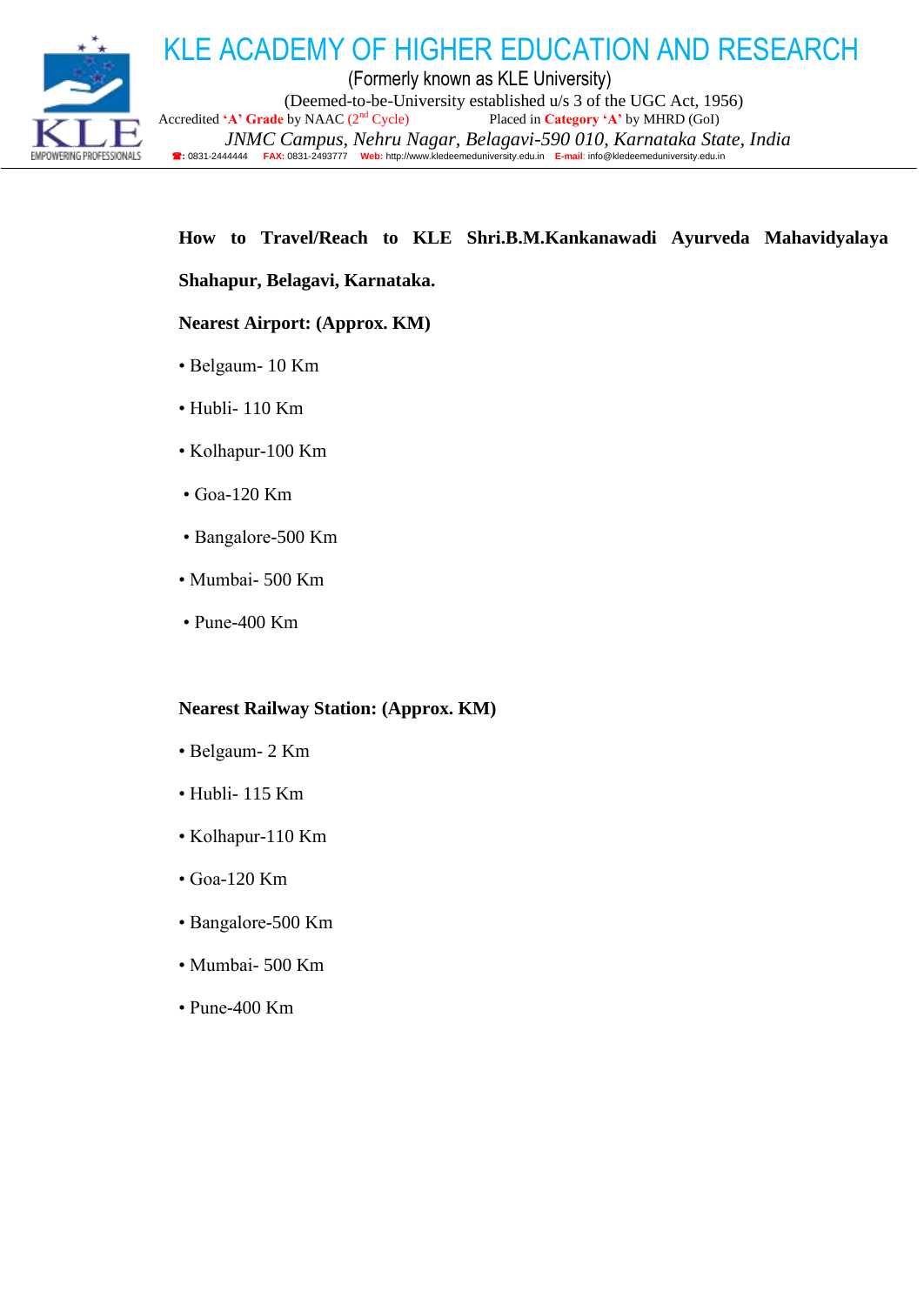# KLE ACADEMY OF HIGHER EDUCATION AND RESEARCH

(Formerly known as KLE University)

(Deemed-to-be-University established u/s 3 of the UGC Act, 1956)

Accredited **'A' Grade** by NAAC (2nd Cycle) Placed in **Category 'A'** by MHRD (GoI)

*JNMC Campus, Nehru Nagar, Belagavi-590 010, Karnataka State, India*

☎: 0831-2444444 **FAX:** 0831-2493777 **Web:** http://www.kledeemeduniversity.edu.in **E-mail:** info@kledeemeduniversity.edu.in

---

**How to Travel/Reach to KLE Shri.B.M.Kankanawadi Ayurveda Mahavidyalaya Shahapur, Belagavi, Karnataka.**

**Nearest Airport: (Approx. KM)**

- Belgaum- 10 Km
- Hubli- 110 Km
- Kolhapur-100 Km
- Goa-120 Km
- Bangalore-500 Km
- Mumbai- 500 Km
- Pune-400 Km

**Nearest Railway Station: (Approx. KM)**

- Belgaum- 2 Km
- Hubli- 115 Km
- Kolhapur-110 Km
- Goa-120 Km
- Bangalore-500 Km
- Mumbai- 500 Km
- Pune-400 Km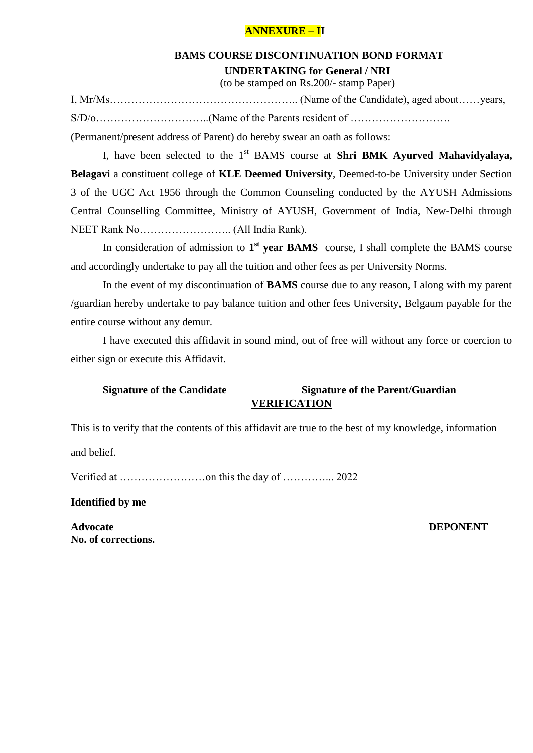**ANNEXURE – II**

**BAMS COURSE DISCONTINUATION BOND FORMAT**

**UNDERTAKING for General / NRI**

(to be stamped on Rs.200/- stamp Paper)

I, Mr/Ms…………………………………………….. (Name of the Candidate), aged about……years, S/D/o…………………………..(Name of the Parents resident of ……………………….

(Permanent/present address of Parent) do hereby swear an oath as follows:

I, have been selected to the 1st BAMS course at **Shri BMK Ayurved Mahavidyalaya, Belagavi** a constituent college of **KLE Deemed University**, Deemed-to-be University under Section 3 of the UGC Act 1956 through the Common Counseling conducted by the AYUSH Admissions Central Counselling Committee, Ministry of AYUSH, Government of India, New-Delhi through NEET Rank No…………………….. (All India Rank).

In consideration of admission to **1st year BAMS** course, I shall complete the BAMS course and accordingly undertake to pay all the tuition and other fees as per University Norms.

In the event of my discontinuation of **BAMS** course due to any reason, I along with my parent /guardian hereby undertake to pay balance tuition and other fees University, Belgaum payable for the entire course without any demur.

I have executed this affidavit in sound mind, out of free will without any force or coercion to either sign or execute this Affidavit.

**Signature of the Candidate** **Signature of the Parent/Guardian**

**VERIFICATION**

This is to verify that the contents of this affidavit are true to the best of my knowledge, information and belief.

Verified at ……………………on this the day of …………... 2022

**Identified by me**

**Advocate** **DEPONENT**

**No. of corrections.**